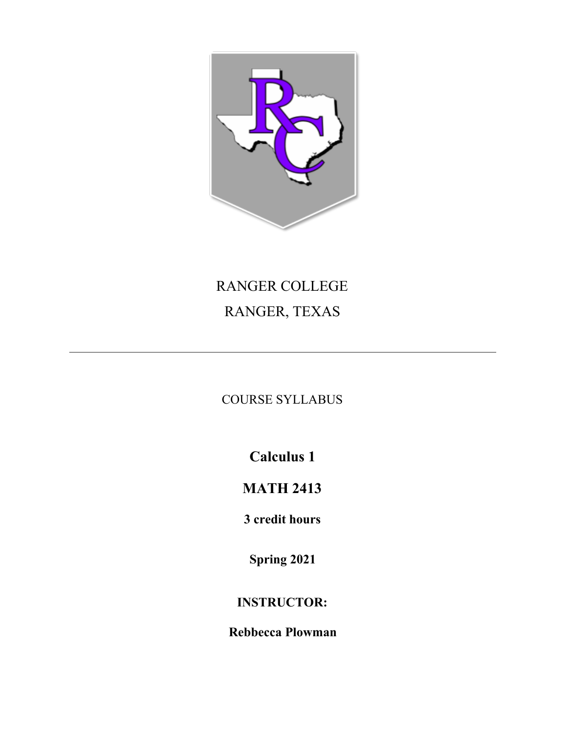RANGER COLLEGE

RANGER, TEXAS

---

COURSE SYLLABUS

# Calculus 1

# MATH 2413

**3 credit hours**

**Spring 2021**

**INSTRUCTOR:**

**Rebbecca Plowman**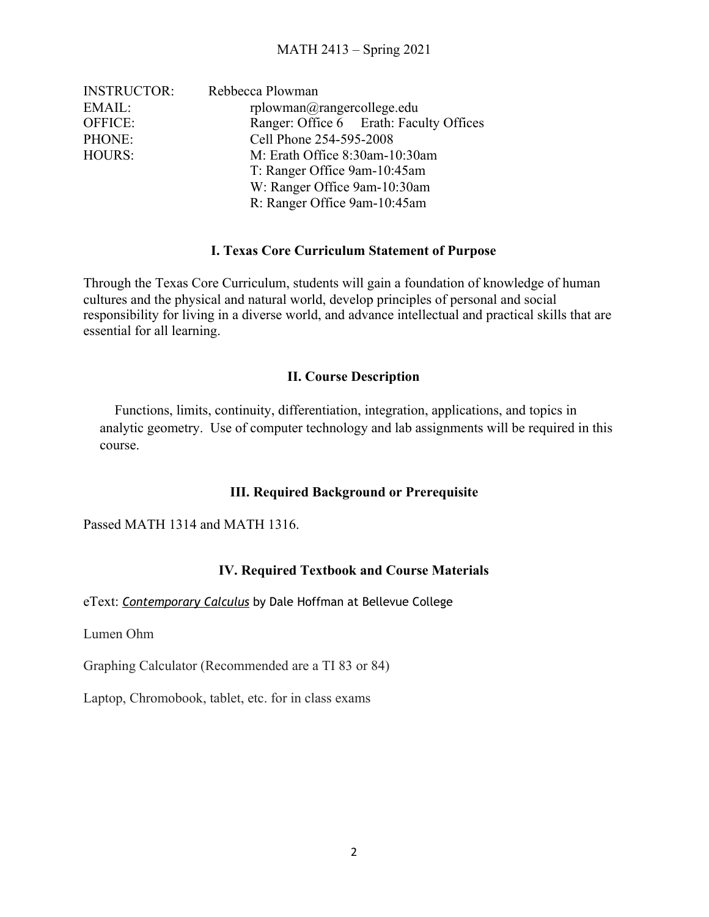MATH 2413 – Spring 2021

| | |
|---|---|
| INSTRUCTOR: | Rebbecca Plowman |
| EMAIL: | rplowman@rangercollege.edu |
| OFFICE: | Ranger: Office 6    Erath: Faculty Offices |
| PHONE: | Cell Phone 254-595-2008 |
| HOURS: | M: Erath Office 8:30am-10:30am |
| | T: Ranger Office 9am-10:45am |
| | W: Ranger Office 9am-10:30am |
| | R: Ranger Office 9am-10:45am |

## I. Texas Core Curriculum Statement of Purpose

Through the Texas Core Curriculum, students will gain a foundation of knowledge of human cultures and the physical and natural world, develop principles of personal and social responsibility for living in a diverse world, and advance intellectual and practical skills that are essential for all learning.

## II. Course Description

Functions, limits, continuity, differentiation, integration, applications, and topics in analytic geometry. Use of computer technology and lab assignments will be required in this course.

## III. Required Background or Prerequisite

Passed MATH 1314 and MATH 1316.

## IV. Required Textbook and Course Materials

eText: *Contemporary Calculus* by Dale Hoffman at Bellevue College

Lumen Ohm

Graphing Calculator (Recommended are a TI 83 or 84)

Laptop, Chromobook, tablet, etc. for in class exams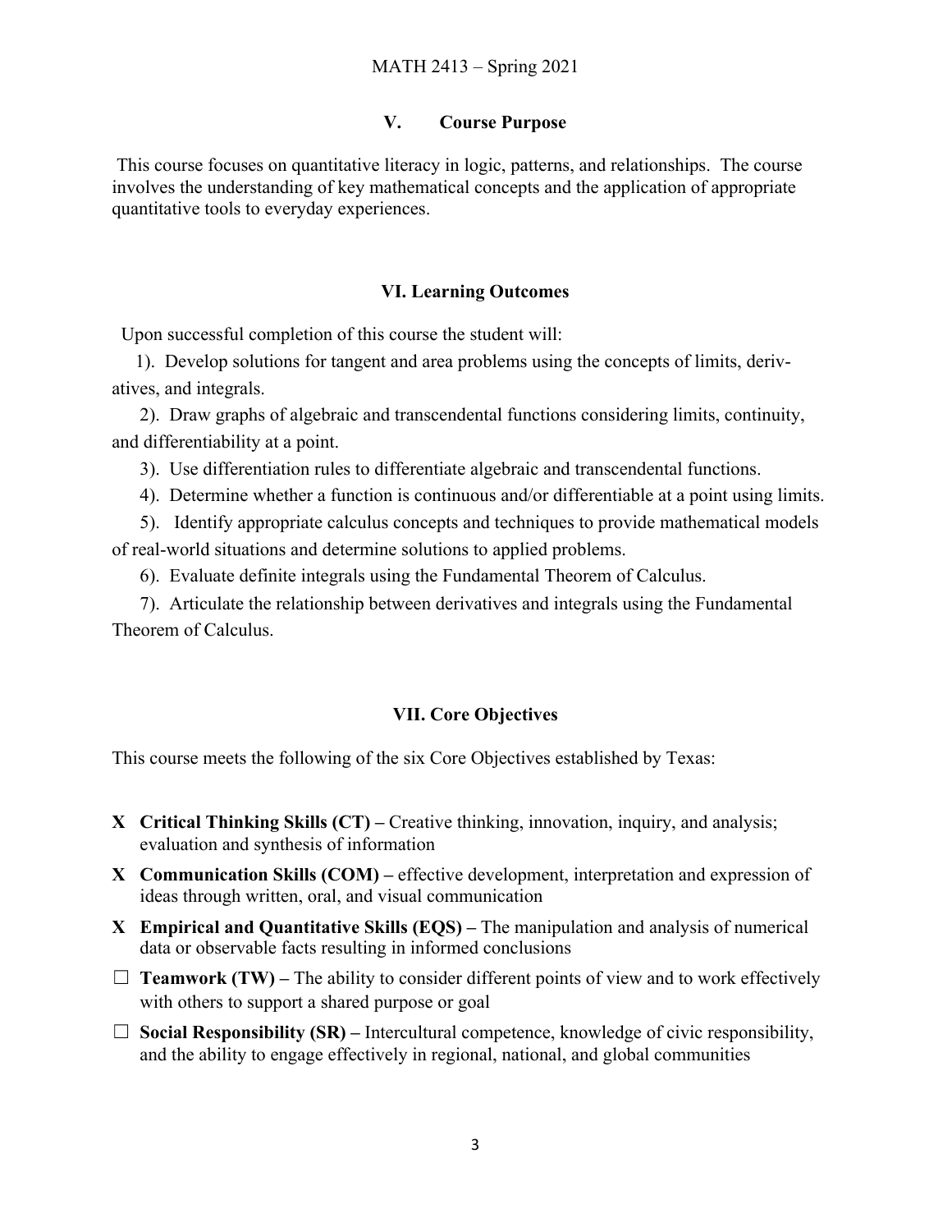## V. Course Purpose

This course focuses on quantitative literacy in logic, patterns, and relationships. The course involves the understanding of key mathematical concepts and the application of appropriate quantitative tools to everyday experiences.

## VI. Learning Outcomes

Upon successful completion of this course the student will:

1). Develop solutions for tangent and area problems using the concepts of limits, derivatives, and integrals.

2). Draw graphs of algebraic and transcendental functions considering limits, continuity, and differentiability at a point.

3). Use differentiation rules to differentiate algebraic and transcendental functions.

4). Determine whether a function is continuous and/or differentiable at a point using limits.

5). Identify appropriate calculus concepts and techniques to provide mathematical models of real-world situations and determine solutions to applied problems.

6). Evaluate definite integrals using the Fundamental Theorem of Calculus.

7). Articulate the relationship between derivatives and integrals using the Fundamental Theorem of Calculus.

## VII. Core Objectives

This course meets the following of the six Core Objectives established by Texas:

- **X Critical Thinking Skills (CT) –** Creative thinking, innovation, inquiry, and analysis; evaluation and synthesis of information
- **X Communication Skills (COM) –** effective development, interpretation and expression of ideas through written, oral, and visual communication
- **X Empirical and Quantitative Skills (EQS) –** The manipulation and analysis of numerical data or observable facts resulting in informed conclusions
- ☐ **Teamwork (TW) –** The ability to consider different points of view and to work effectively with others to support a shared purpose or goal
- ☐ **Social Responsibility (SR) –** Intercultural competence, knowledge of civic responsibility, and the ability to engage effectively in regional, national, and global communities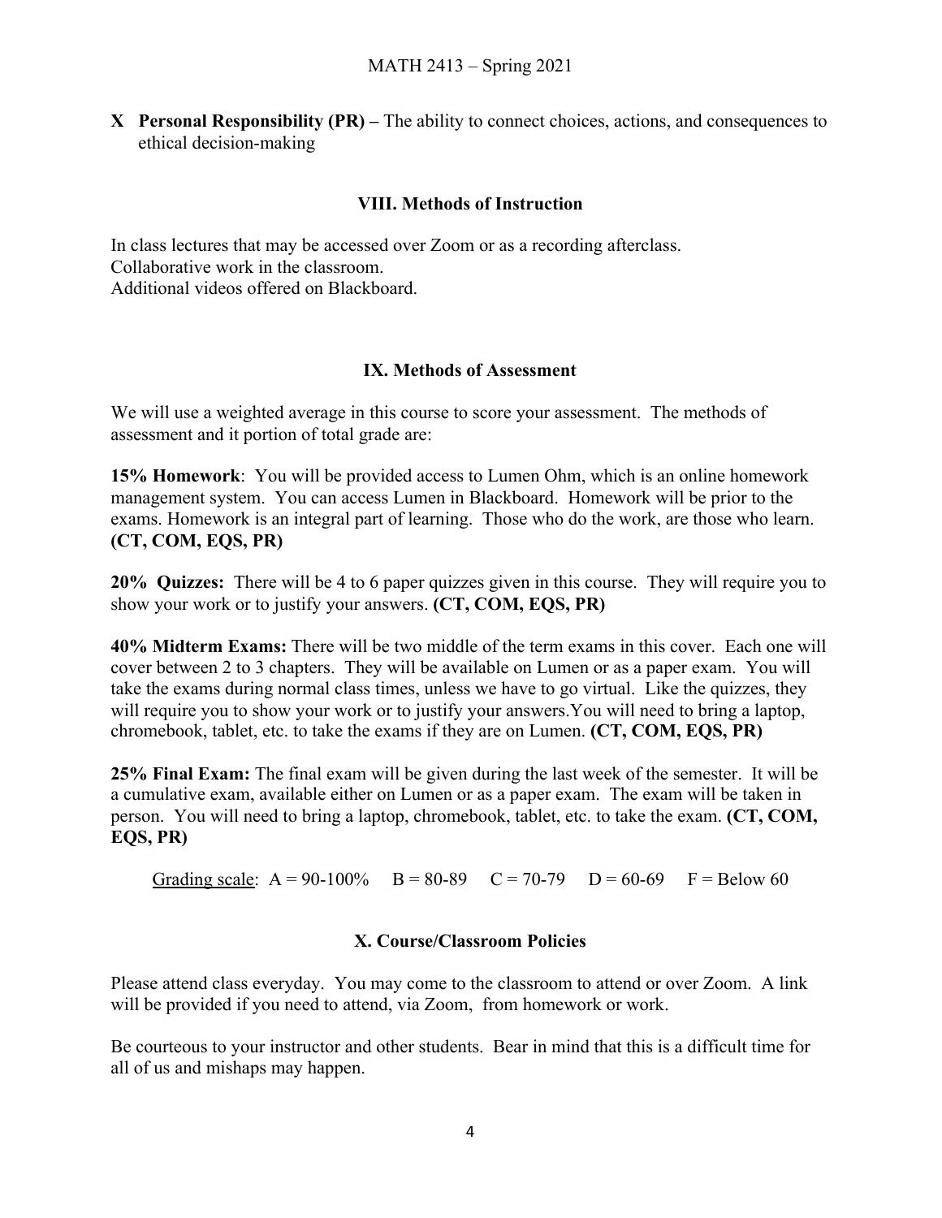**X Personal Responsibility (PR) –** The ability to connect choices, actions, and consequences to ethical decision-making

## VIII. Methods of Instruction

In class lectures that may be accessed over Zoom or as a recording afterclass.
Collaborative work in the classroom.
Additional videos offered on Blackboard.

## IX. Methods of Assessment

We will use a weighted average in this course to score your assessment. The methods of assessment and it portion of total grade are:

**15% Homework**: You will be provided access to Lumen Ohm, which is an online homework management system. You can access Lumen in Blackboard. Homework will be prior to the exams. Homework is an integral part of learning. Those who do the work, are those who learn. **(CT, COM, EQS, PR)**

**20% Quizzes:** There will be 4 to 6 paper quizzes given in this course. They will require you to show your work or to justify your answers. **(CT, COM, EQS, PR)**

**40% Midterm Exams:** There will be two middle of the term exams in this cover. Each one will cover between 2 to 3 chapters. They will be available on Lumen or as a paper exam. You will take the exams during normal class times, unless we have to go virtual. Like the quizzes, they will require you to show your work or to justify your answers.You will need to bring a laptop, chromebook, tablet, etc. to take the exams if they are on Lumen. **(CT, COM, EQS, PR)**

**25% Final Exam:** The final exam will be given during the last week of the semester. It will be a cumulative exam, available either on Lumen or as a paper exam. The exam will be taken in person. You will need to bring a laptop, chromebook, tablet, etc. to take the exam. **(CT, COM, EQS, PR)**

Grading scale: A = 90-100% B = 80-89 C = 70-79 D = 60-69 F = Below 60

## X. Course/Classroom Policies

Please attend class everyday. You may come to the classroom to attend or over Zoom. A link will be provided if you need to attend, via Zoom, from homework or work.

Be courteous to your instructor and other students. Bear in mind that this is a difficult time for all of us and mishaps may happen.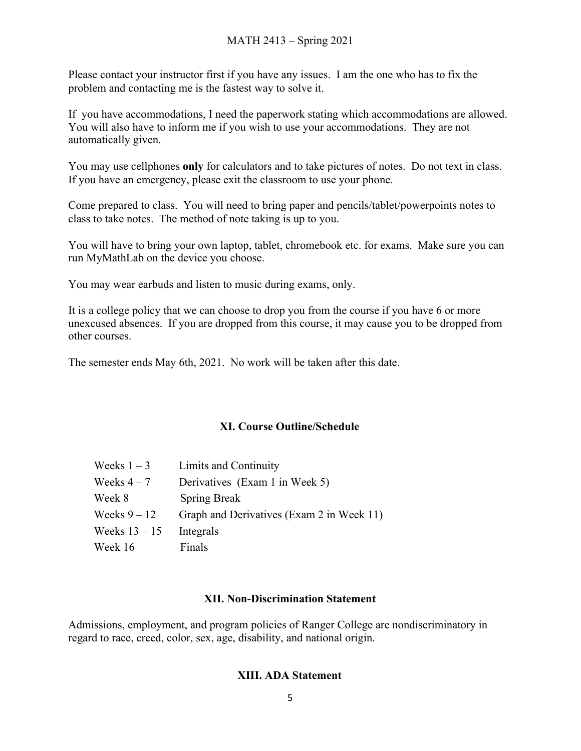Please contact your instructor first if you have any issues. I am the one who has to fix the problem and contacting me is the fastest way to solve it.

If you have accommodations, I need the paperwork stating which accommodations are allowed. You will also have to inform me if you wish to use your accommodations. They are not automatically given.

You may use cellphones **only** for calculators and to take pictures of notes. Do not text in class. If you have an emergency, please exit the classroom to use your phone.

Come prepared to class. You will need to bring paper and pencils/tablet/powerpoints notes to class to take notes. The method of note taking is up to you.

You will have to bring your own laptop, tablet, chromebook etc. for exams. Make sure you can run MyMathLab on the device you choose.

You may wear earbuds and listen to music during exams, only.

It is a college policy that we can choose to drop you from the course if you have 6 or more unexcused absences. If you are dropped from this course, it may cause you to be dropped from other courses.

The semester ends May 6th, 2021. No work will be taken after this date.

## XI. Course Outline/Schedule

| | |
|---|---|
| Weeks 1 – 3 | Limits and Continuity |
| Weeks 4 – 7 | Derivatives (Exam 1 in Week 5) |
| Week 8 | Spring Break |
| Weeks 9 – 12 | Graph and Derivatives (Exam 2 in Week 11) |
| Weeks 13 – 15 | Integrals |
| Week 16 | Finals |

## XII. Non-Discrimination Statement

Admissions, employment, and program policies of Ranger College are nondiscriminatory in regard to race, creed, color, sex, age, disability, and national origin.

## XIII. ADA Statement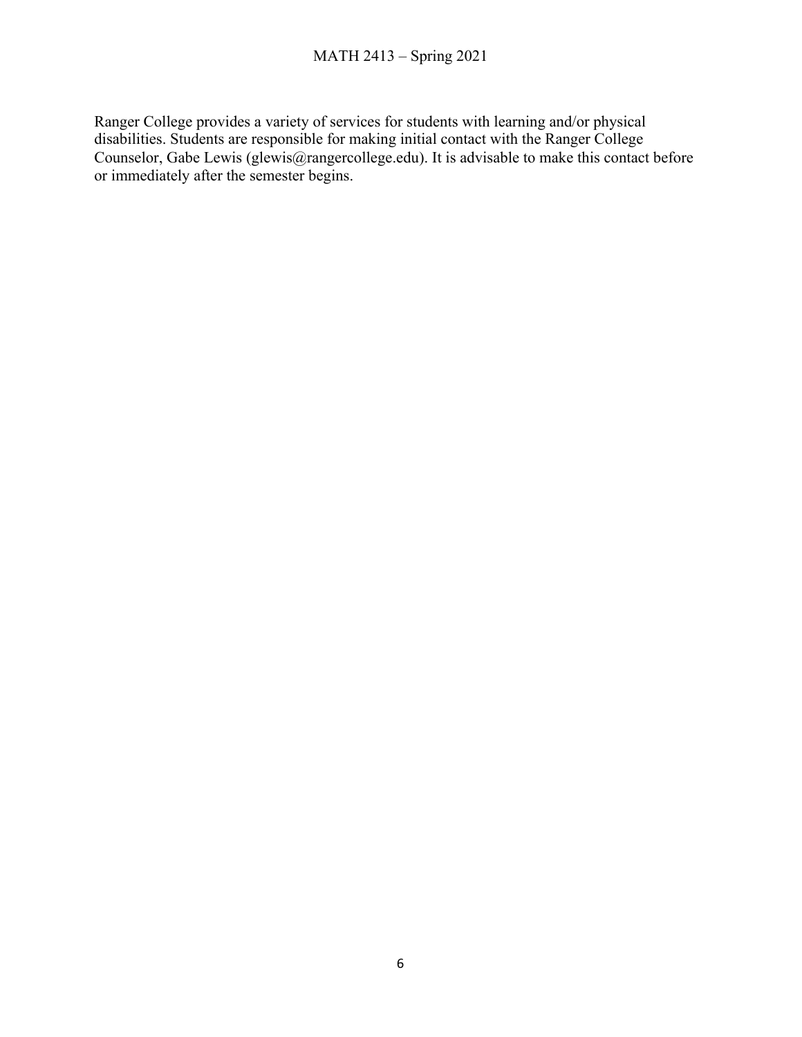Ranger College provides a variety of services for students with learning and/or physical disabilities. Students are responsible for making initial contact with the Ranger College Counselor, Gabe Lewis (glewis@rangercollege.edu). It is advisable to make this contact before or immediately after the semester begins.